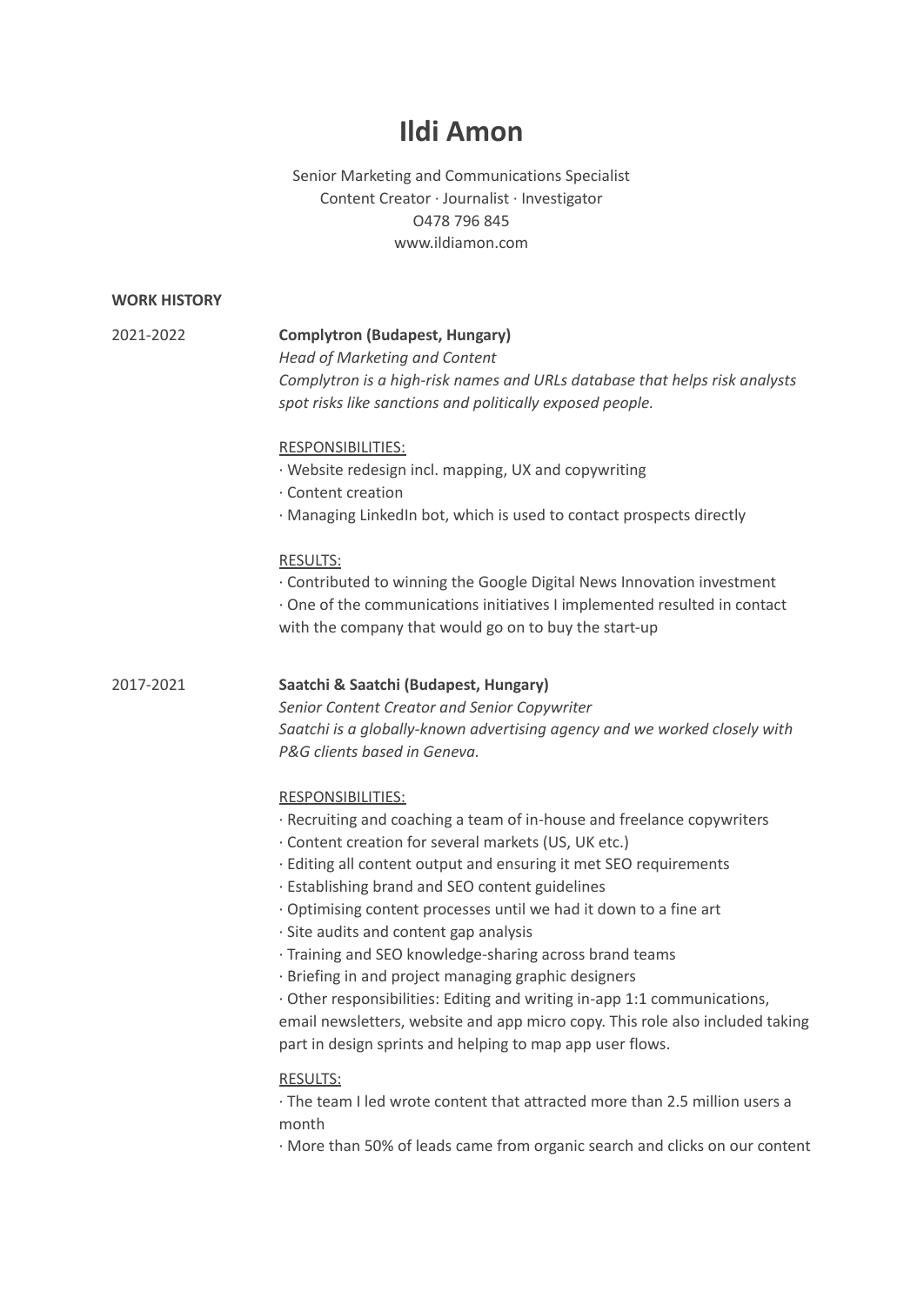# Ildi Amon

Senior Marketing and Communications Specialist
Content Creator · Journalist · Investigator
O478 796 845
www.ildiamon.com

## WORK HISTORY

**2021-2022** — **Complytron (Budapest, Hungary)**

*Head of Marketing and Content*

*Complytron is a high-risk names and URLs database that helps risk analysts spot risks like sanctions and politically exposed people.*

RESPONSIBILITIES:

· Website redesign incl. mapping, UX and copywriting
· Content creation
· Managing LinkedIn bot, which is used to contact prospects directly

RESULTS:

· Contributed to winning the Google Digital News Innovation investment
· One of the communications initiatives I implemented resulted in contact with the company that would go on to buy the start-up

**2017-2021** — **Saatchi & Saatchi (Budapest, Hungary)**

*Senior Content Creator and Senior Copywriter*

*Saatchi is a globally-known advertising agency and we worked closely with P&G clients based in Geneva.*

RESPONSIBILITIES:

· Recruiting and coaching a team of in-house and freelance copywriters
· Content creation for several markets (US, UK etc.)
· Editing all content output and ensuring it met SEO requirements
· Establishing brand and SEO content guidelines
· Optimising content processes until we had it down to a fine art
· Site audits and content gap analysis
· Training and SEO knowledge-sharing across brand teams
· Briefing in and project managing graphic designers
· Other responsibilities: Editing and writing in-app 1:1 communications, email newsletters, website and app micro copy. This role also included taking part in design sprints and helping to map app user flows.

RESULTS:

· The team I led wrote content that attracted more than 2.5 million users a month
· More than 50% of leads came from organic search and clicks on our content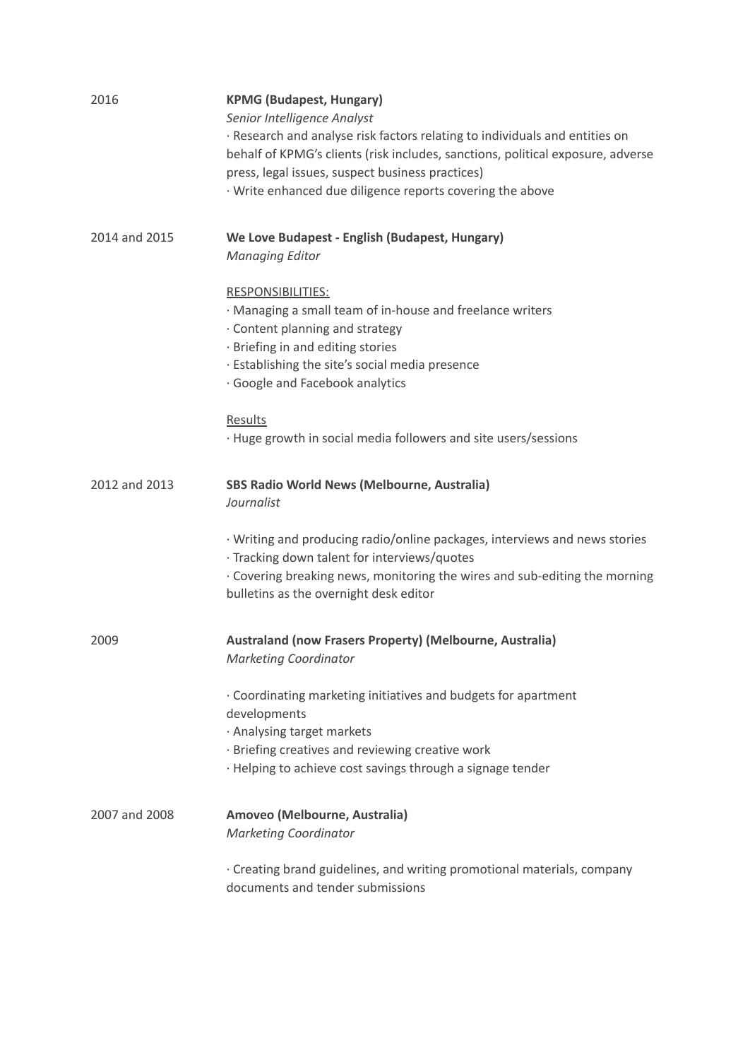2016

**KPMG (Budapest, Hungary)**
*Senior Intelligence Analyst*
· Research and analyse risk factors relating to individuals and entities on behalf of KPMG's clients (risk includes, sanctions, political exposure, adverse press, legal issues, suspect business practices)
· Write enhanced due diligence reports covering the above

2014 and 2015

**We Love Budapest - English (Budapest, Hungary)**
*Managing Editor*

RESPONSIBILITIES:
· Managing a small team of in-house and freelance writers
· Content planning and strategy
· Briefing in and editing stories
· Establishing the site's social media presence
· Google and Facebook analytics

Results
· Huge growth in social media followers and site users/sessions

2012 and 2013

**SBS Radio World News (Melbourne, Australia)**
*Journalist*

· Writing and producing radio/online packages, interviews and news stories
· Tracking down talent for interviews/quotes
· Covering breaking news, monitoring the wires and sub-editing the morning bulletins as the overnight desk editor

2009

**Australand (now Frasers Property) (Melbourne, Australia)**
*Marketing Coordinator*

· Coordinating marketing initiatives and budgets for apartment developments
· Analysing target markets
· Briefing creatives and reviewing creative work
· Helping to achieve cost savings through a signage tender

2007 and 2008

**Amoveo (Melbourne, Australia)**
*Marketing Coordinator*

· Creating brand guidelines, and writing promotional materials, company documents and tender submissions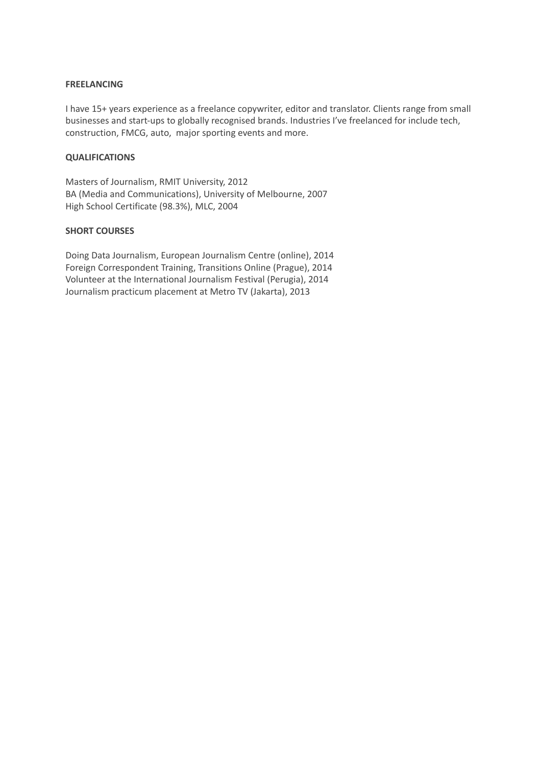## FREELANCING

I have 15+ years experience as a freelance copywriter, editor and translator. Clients range from small businesses and start-ups to globally recognised brands. Industries I've freelanced for include tech, construction, FMCG, auto, major sporting events and more.

## QUALIFICATIONS

Masters of Journalism, RMIT University, 2012
BA (Media and Communications), University of Melbourne, 2007
High School Certificate (98.3%), MLC, 2004

## SHORT COURSES

Doing Data Journalism, European Journalism Centre (online), 2014
Foreign Correspondent Training, Transitions Online (Prague), 2014
Volunteer at the International Journalism Festival (Perugia), 2014
Journalism practicum placement at Metro TV (Jakarta), 2013